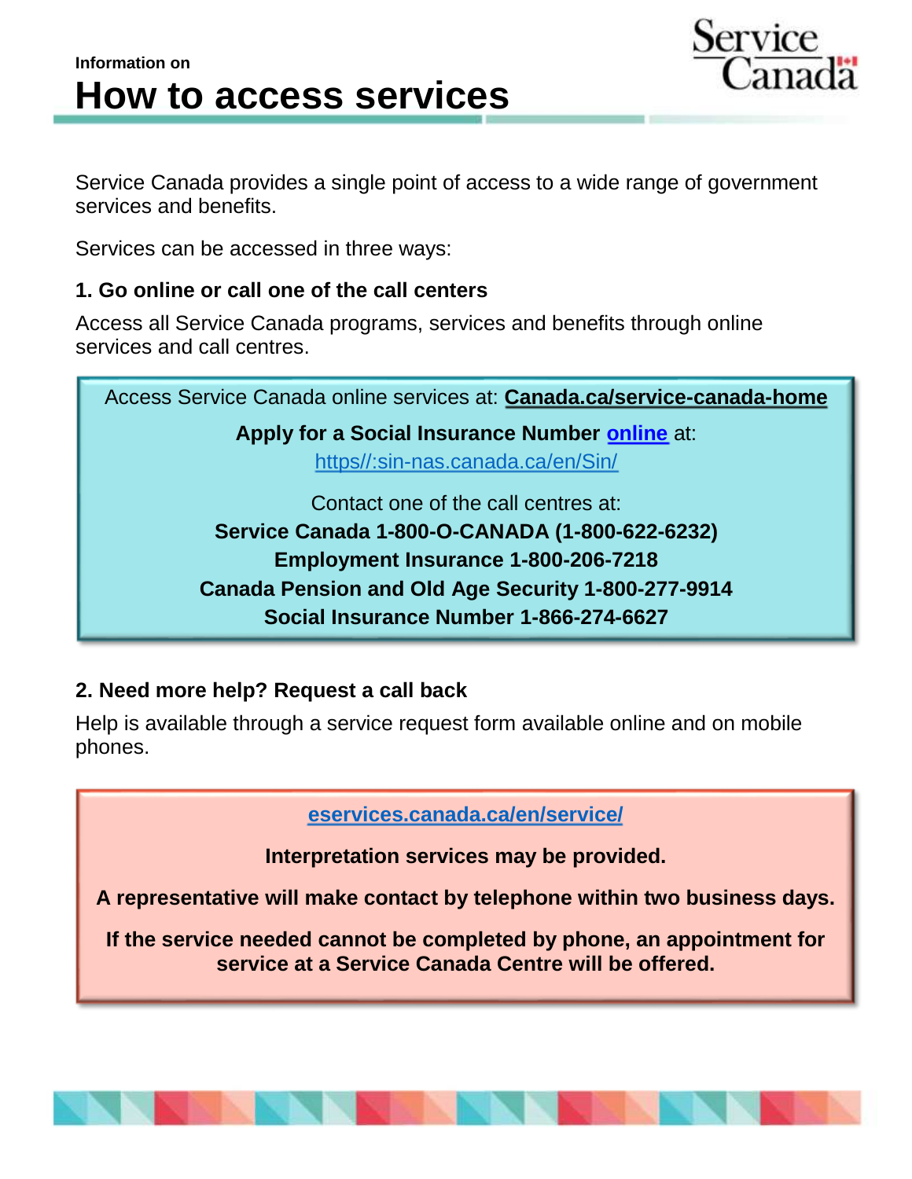Information on

# How to access services

Service Canada provides a single point of access to a wide range of government services and benefits.

Services can be accessed in three ways:

### 1. Go online or call one of the call centers

Access all Service Canada programs, services and benefits through online services and call centres.

Access Service Canada online services at: **Canada.ca/service-canada-home**

**Apply for a Social Insurance Number online** at:
https//:sin-nas.canada.ca/en/Sin/

Contact one of the call centres at:
**Service Canada 1-800-O-CANADA (1-800-622-6232)**
**Employment Insurance 1-800-206-7218**
**Canada Pension and Old Age Security 1-800-277-9914**
**Social Insurance Number 1-866-274-6627**

### 2. Need more help? Request a call back

Help is available through a service request form available online and on mobile phones.

**eservices.canada.ca/en/service/**

**Interpretation services may be provided.**

**A representative will make contact by telephone within two business days.**

**If the service needed cannot be completed by phone, an appointment for service at a Service Canada Centre will be offered.**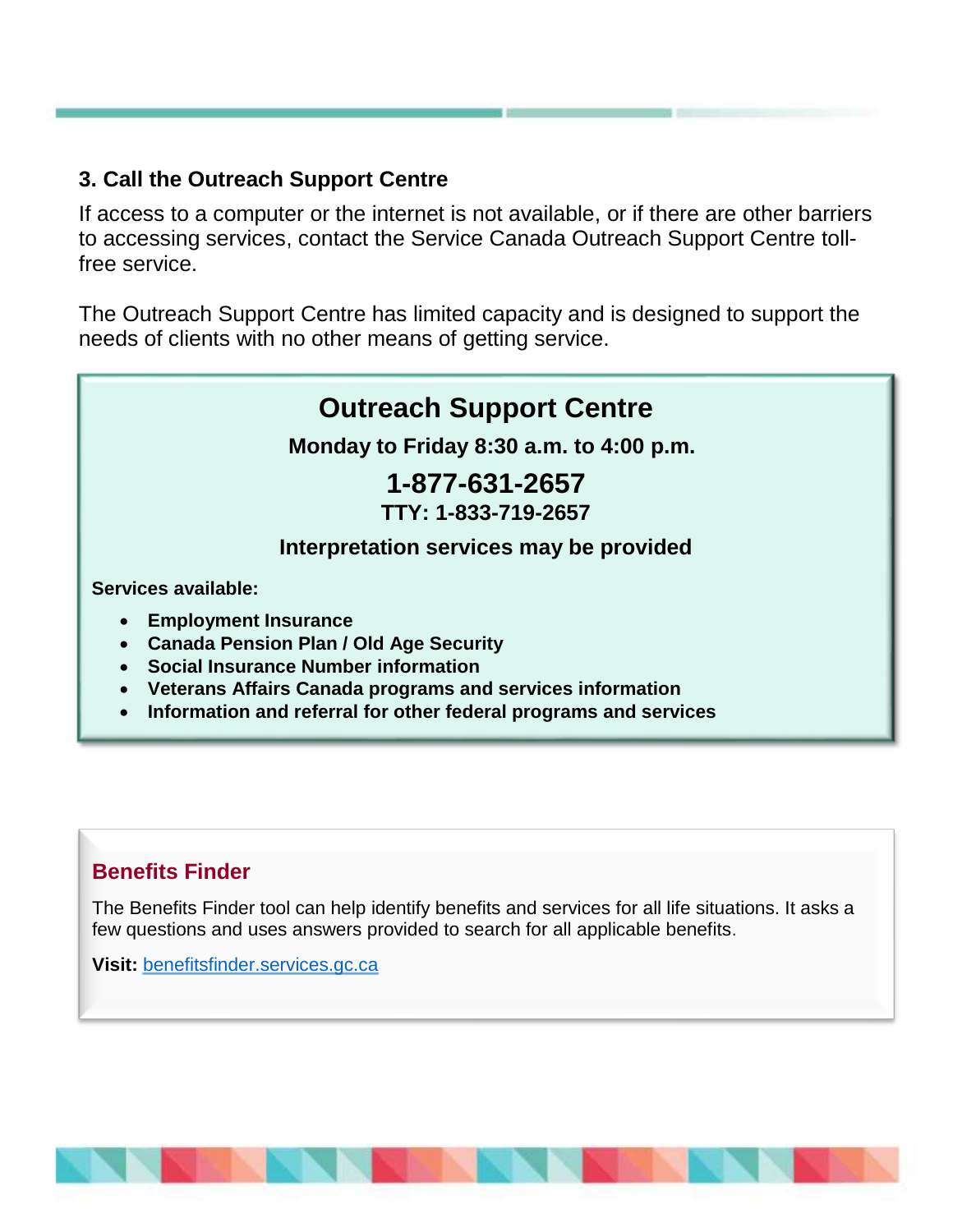### 3. Call the Outreach Support Centre

If access to a computer or the internet is not available, or if there are other barriers to accessing services, contact the Service Canada Outreach Support Centre toll-free service.

The Outreach Support Centre has limited capacity and is designed to support the needs of clients with no other means of getting service.

## Outreach Support Centre

**Monday to Friday 8:30 a.m. to 4:00 p.m.**

**1-877-631-2657**

**TTY: 1-833-719-2657**

**Interpretation services may be provided**

**Services available:**

- **Employment Insurance**
- **Canada Pension Plan / Old Age Security**
- **Social Insurance Number information**
- **Veterans Affairs Canada programs and services information**
- **Information and referral for other federal programs and services**

### Benefits Finder

The Benefits Finder tool can help identify benefits and services for all life situations. It asks a few questions and uses answers provided to search for all applicable benefits.

**Visit:** benefitsfinder.services.gc.ca